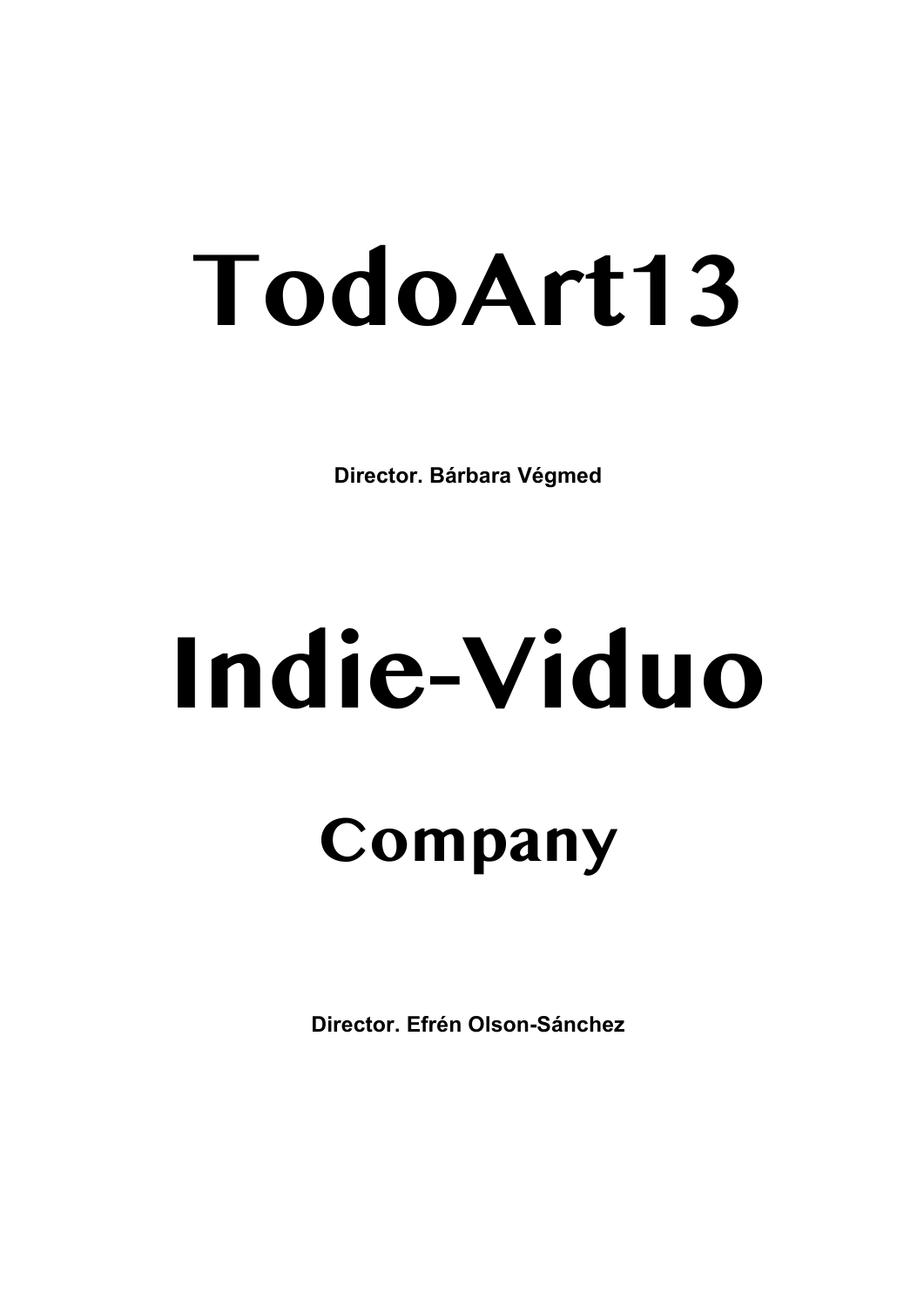# TodoArt13

**Director. Bárbara Végmed**

# Indie-Viduo

## Company

**Director. Efrén Olson-Sánchez**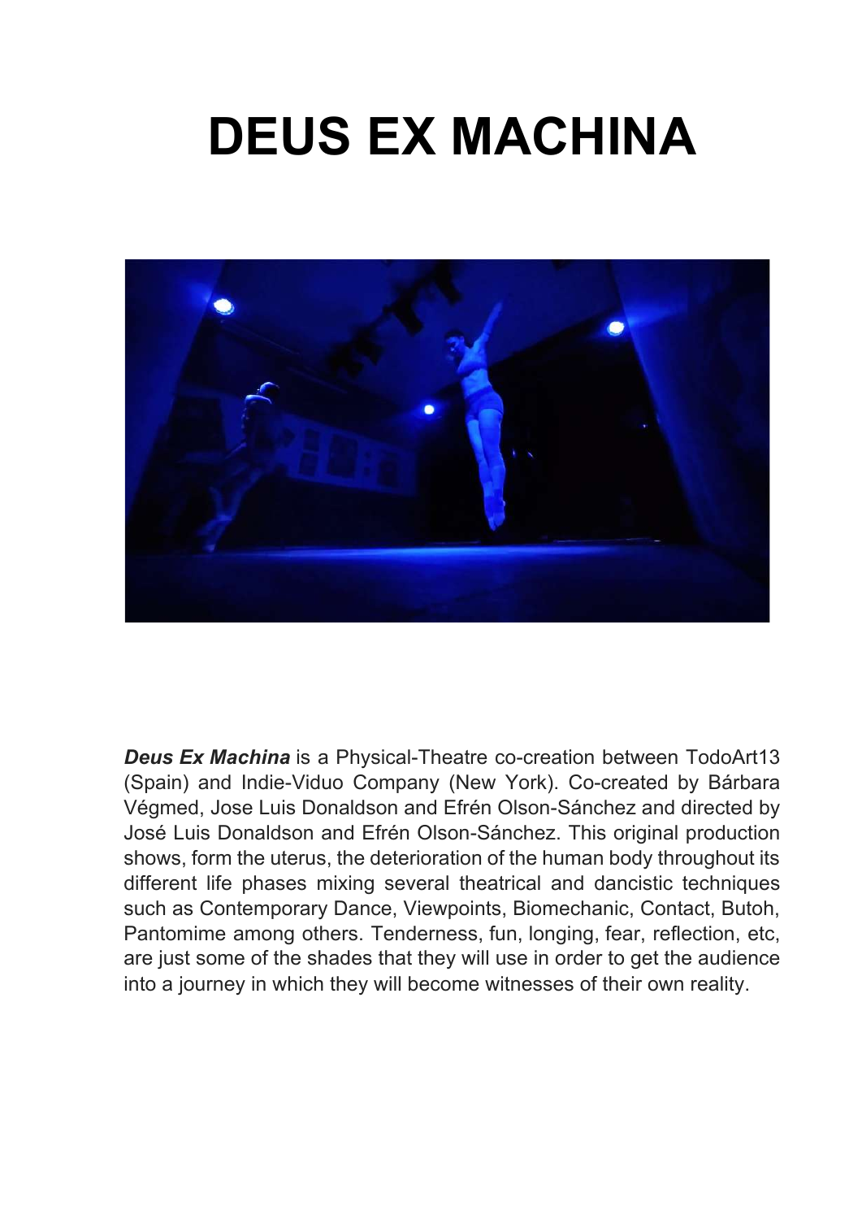# DEUS EX MACHINA

***Deus Ex Machina*** is a Physical-Theatre co-creation between TodoArt13 (Spain) and Indie-Viduo Company (New York). Co-created by Bárbara Végmed, Jose Luis Donaldson and Efrén Olson-Sánchez and directed by José Luis Donaldson and Efrén Olson-Sánchez. This original production shows, form the uterus, the deterioration of the human body throughout its different life phases mixing several theatrical and dancistic techniques such as Contemporary Dance, Viewpoints, Biomechanic, Contact, Butoh, Pantomime among others. Tenderness, fun, longing, fear, reflection, etc, are just some of the shades that they will use in order to get the audience into a journey in which they will become witnesses of their own reality.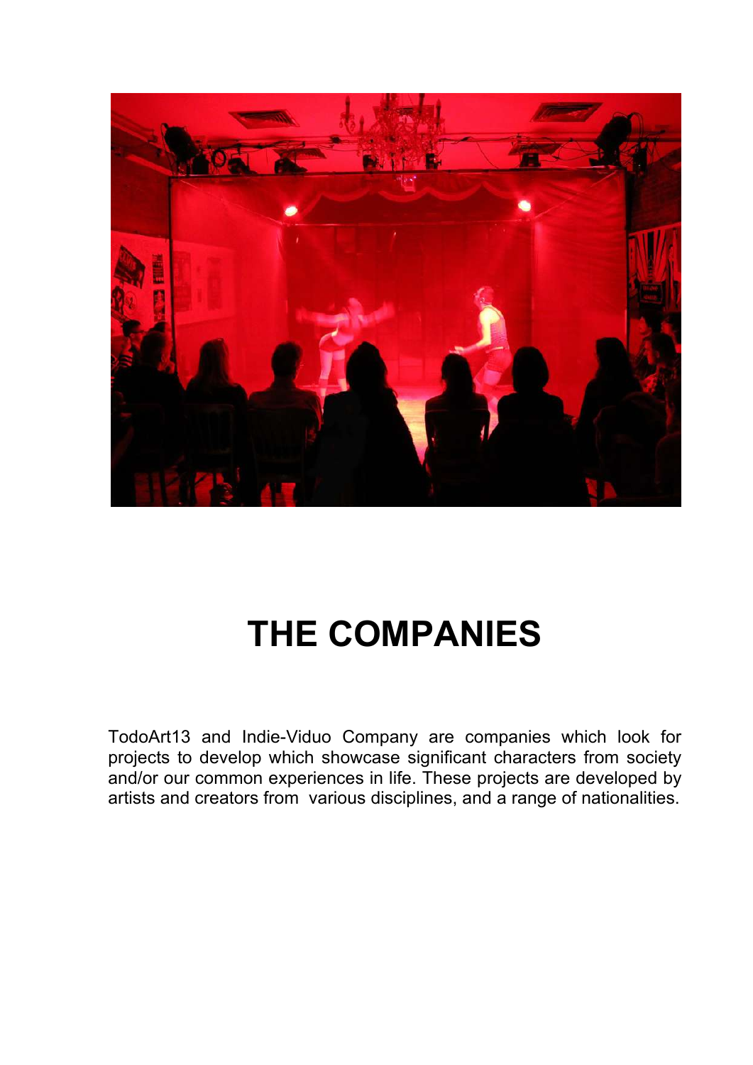# THE COMPANIES

TodoArt13 and Indie-Viduo Company are companies which look for projects to develop which showcase significant characters from society and/or our common experiences in life. These projects are developed by artists and creators from various disciplines, and a range of nationalities.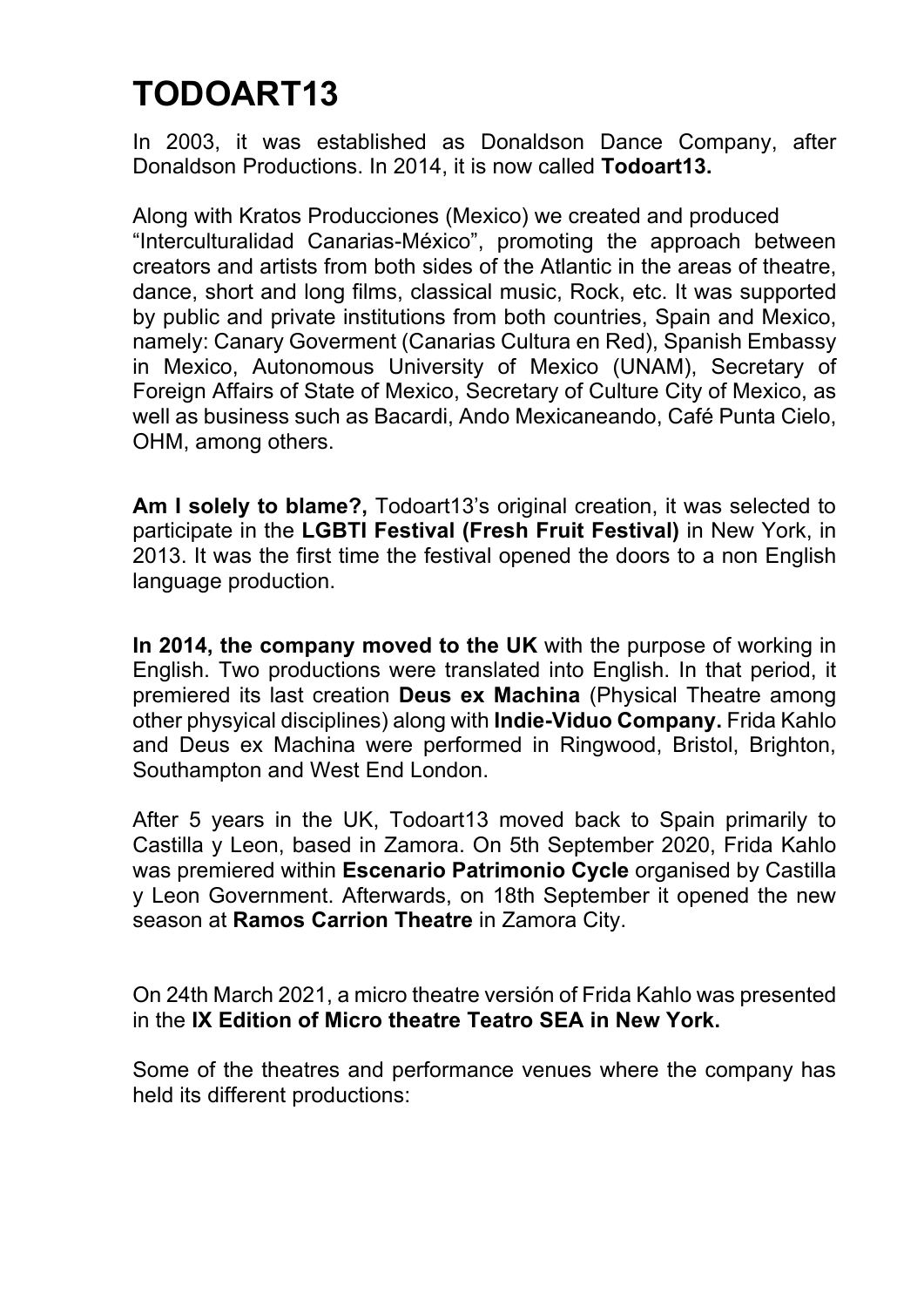# TODOART13

In 2003, it was established as Donaldson Dance Company, after Donaldson Productions. In 2014, it is now called **Todoart13.**

Along with Kratos Producciones (Mexico) we created and produced "Interculturalidad Canarias-México", promoting the approach between creators and artists from both sides of the Atlantic in the areas of theatre, dance, short and long films, classical music, Rock, etc. It was supported by public and private institutions from both countries, Spain and Mexico, namely: Canary Goverment (Canarias Cultura en Red), Spanish Embassy in Mexico, Autonomous University of Mexico (UNAM), Secretary of Foreign Affairs of State of Mexico, Secretary of Culture City of Mexico, as well as business such as Bacardi, Ando Mexicaneando, Café Punta Cielo, OHM, among others.

**Am I solely to blame?,** Todoart13's original creation, it was selected to participate in the **LGBTI Festival (Fresh Fruit Festival)** in New York, in 2013. It was the first time the festival opened the doors to a non English language production.

**In 2014, the company moved to the UK** with the purpose of working in English. Two productions were translated into English. In that period, it premiered its last creation **Deus ex Machina** (Physical Theatre among other physyical disciplines) along with **Indie-Viduo Company.** Frida Kahlo and Deus ex Machina were performed in Ringwood, Bristol, Brighton, Southampton and West End London.

After 5 years in the UK, Todoart13 moved back to Spain primarily to Castilla y Leon, based in Zamora. On 5th September 2020, Frida Kahlo was premiered within **Escenario Patrimonio Cycle** organised by Castilla y Leon Government. Afterwards, on 18th September it opened the new season at **Ramos Carrion Theatre** in Zamora City.

On 24th March 2021, a micro theatre versión of Frida Kahlo was presented in the **IX Edition of Micro theatre Teatro SEA in New York.**

Some of the theatres and performance venues where the company has held its different productions: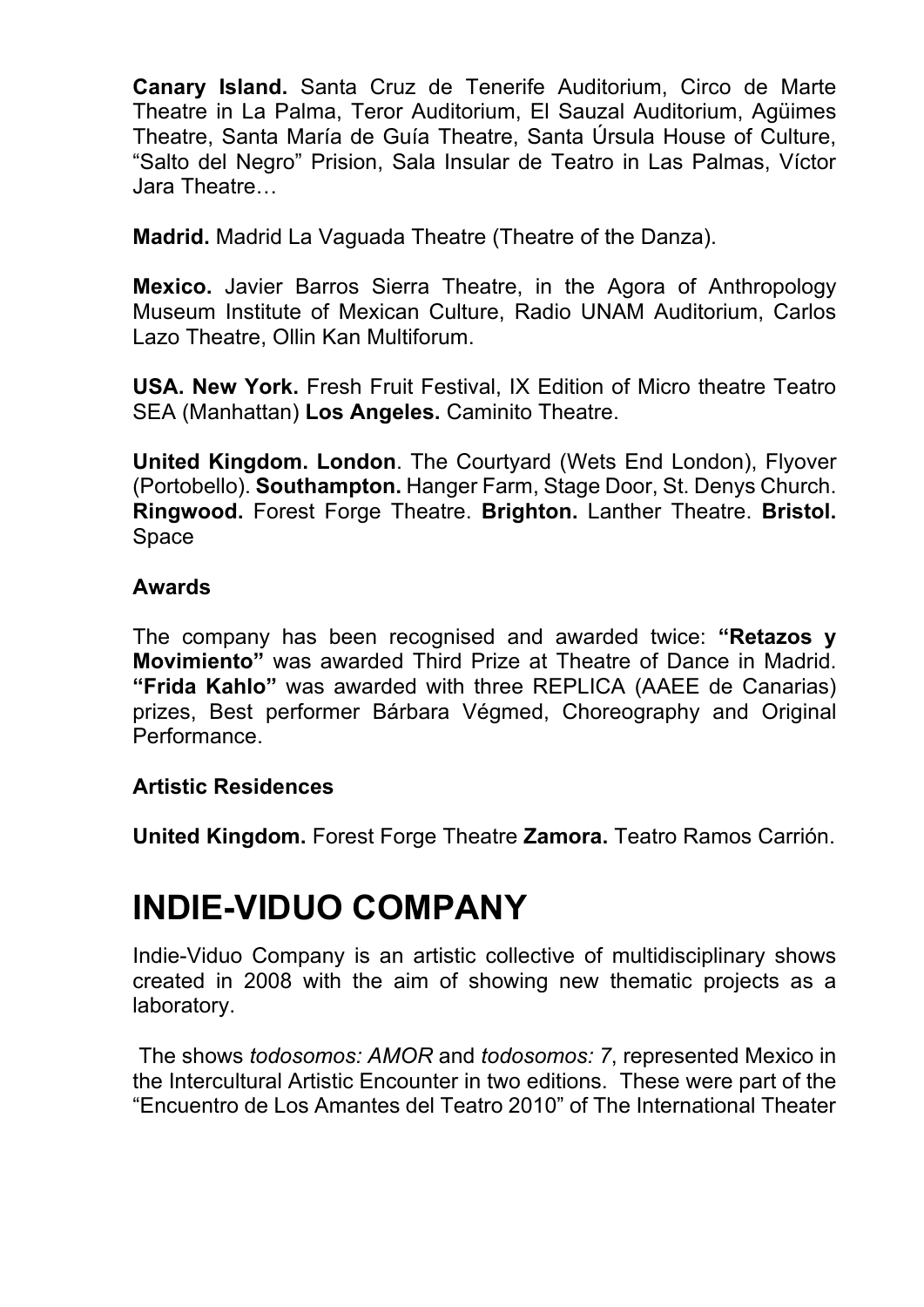**Canary Island.** Santa Cruz de Tenerife Auditorium, Circo de Marte Theatre in La Palma, Teror Auditorium, El Sauzal Auditorium, Agüimes Theatre, Santa María de Guía Theatre, Santa Úrsula House of Culture, "Salto del Negro" Prision, Sala Insular de Teatro in Las Palmas, Víctor Jara Theatre…

**Madrid.** Madrid La Vaguada Theatre (Theatre of the Danza).

**Mexico.** Javier Barros Sierra Theatre, in the Agora of Anthropology Museum Institute of Mexican Culture, Radio UNAM Auditorium, Carlos Lazo Theatre, Ollin Kan Multiforum.

**USA. New York.** Fresh Fruit Festival, IX Edition of Micro theatre Teatro SEA (Manhattan) **Los Angeles.** Caminito Theatre.

**United Kingdom. London**. The Courtyard (Wets End London), Flyover (Portobello). **Southampton.** Hanger Farm, Stage Door, St. Denys Church. **Ringwood.** Forest Forge Theatre. **Brighton.** Lanther Theatre. **Bristol.** Space

**Awards**

The company has been recognised and awarded twice: **"Retazos y Movimiento"** was awarded Third Prize at Theatre of Dance in Madrid. **"Frida Kahlo"** was awarded with three REPLICA (AAEE de Canarias) prizes, Best performer Bárbara Végmed, Choreography and Original Performance.

**Artistic Residences**

**United Kingdom.** Forest Forge Theatre **Zamora.** Teatro Ramos Carrión.

# INDIE-VIDUO COMPANY

Indie-Viduo Company is an artistic collective of multidisciplinary shows created in 2008 with the aim of showing new thematic projects as a laboratory.

The shows *todosomos: AMOR* and *todosomos: 7*, represented Mexico in the Intercultural Artistic Encounter in two editions. These were part of the "Encuentro de Los Amantes del Teatro 2010" of The International Theater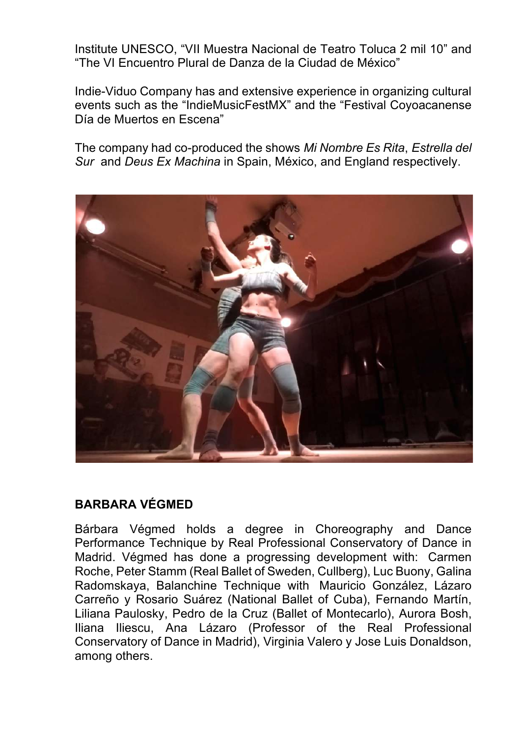Institute UNESCO, “VII Muestra Nacional de Teatro Toluca 2 mil 10” and “The VI Encuentro Plural de Danza de la Ciudad de México”

Indie-Viduo Company has and extensive experience in organizing cultural events such as the “IndieMusicFestMX” and the “Festival Coyoacanense Día de Muertos en Escena”

The company had co-produced the shows *Mi Nombre Es Rita*, *Estrella del Sur* and *Deus Ex Machina* in Spain, México, and England respectively.

## BARBARA VÉGMED

Bárbara Végmed holds a degree in Choreography and Dance Performance Technique by Real Professional Conservatory of Dance in Madrid. Végmed has done a progressing development with: Carmen Roche, Peter Stamm (Real Ballet of Sweden, Cullberg), Luc Buony, Galina Radomskaya, Balanchine Technique with Mauricio González, Lázaro Carreño y Rosario Suárez (National Ballet of Cuba), Fernando Martín, Liliana Paulosky, Pedro de la Cruz (Ballet of Montecarlo), Aurora Bosh, Iliana Iliescu, Ana Lázaro (Professor of the Real Professional Conservatory of Dance in Madrid), Virginia Valero y Jose Luis Donaldson, among others.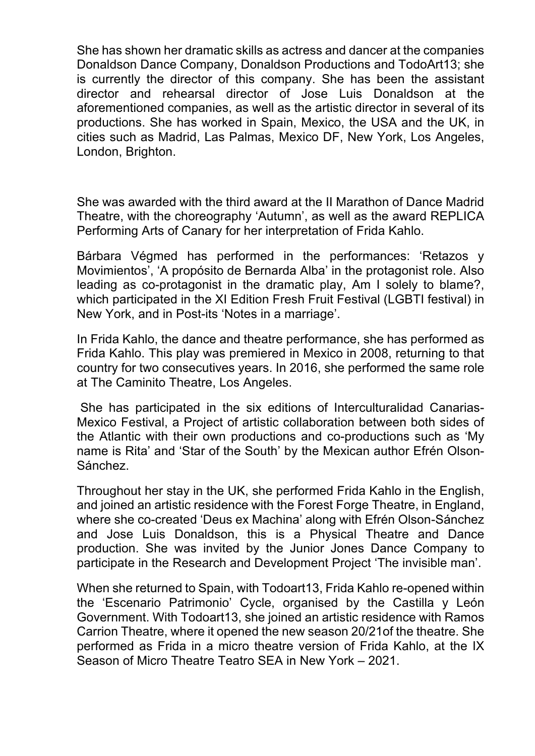She has shown her dramatic skills as actress and dancer at the companies Donaldson Dance Company, Donaldson Productions and TodoArt13; she is currently the director of this company. She has been the assistant director and rehearsal director of Jose Luis Donaldson at the aforementioned companies, as well as the artistic director in several of its productions. She has worked in Spain, Mexico, the USA and the UK, in cities such as Madrid, Las Palmas, Mexico DF, New York, Los Angeles, London, Brighton.

She was awarded with the third award at the II Marathon of Dance Madrid Theatre, with the choreography 'Autumn', as well as the award REPLICA Performing Arts of Canary for her interpretation of Frida Kahlo.

Bárbara Végmed has performed in the performances: 'Retazos y Movimientos', 'A propósito de Bernarda Alba' in the protagonist role. Also leading as co-protagonist in the dramatic play, Am I solely to blame?, which participated in the XI Edition Fresh Fruit Festival (LGBTI festival) in New York, and in Post-its 'Notes in a marriage'.

In Frida Kahlo, the dance and theatre performance, she has performed as Frida Kahlo. This play was premiered in Mexico in 2008, returning to that country for two consecutives years. In 2016, she performed the same role at The Caminito Theatre, Los Angeles.

She has participated in the six editions of Interculturalidad Canarias-Mexico Festival, a Project of artistic collaboration between both sides of the Atlantic with their own productions and co-productions such as 'My name is Rita' and 'Star of the South' by the Mexican author Efrén Olson-Sánchez.

Throughout her stay in the UK, she performed Frida Kahlo in the English, and joined an artistic residence with the Forest Forge Theatre, in England, where she co-created 'Deus ex Machina' along with Efrén Olson-Sánchez and Jose Luis Donaldson, this is a Physical Theatre and Dance production. She was invited by the Junior Jones Dance Company to participate in the Research and Development Project 'The invisible man'.

When she returned to Spain, with Todoart13, Frida Kahlo re-opened within the 'Escenario Patrimonio' Cycle, organised by the Castilla y León Government. With Todoart13, she joined an artistic residence with Ramos Carrion Theatre, where it opened the new season 20/21of the theatre. She performed as Frida in a micro theatre version of Frida Kahlo, at the IX Season of Micro Theatre Teatro SEA in New York – 2021.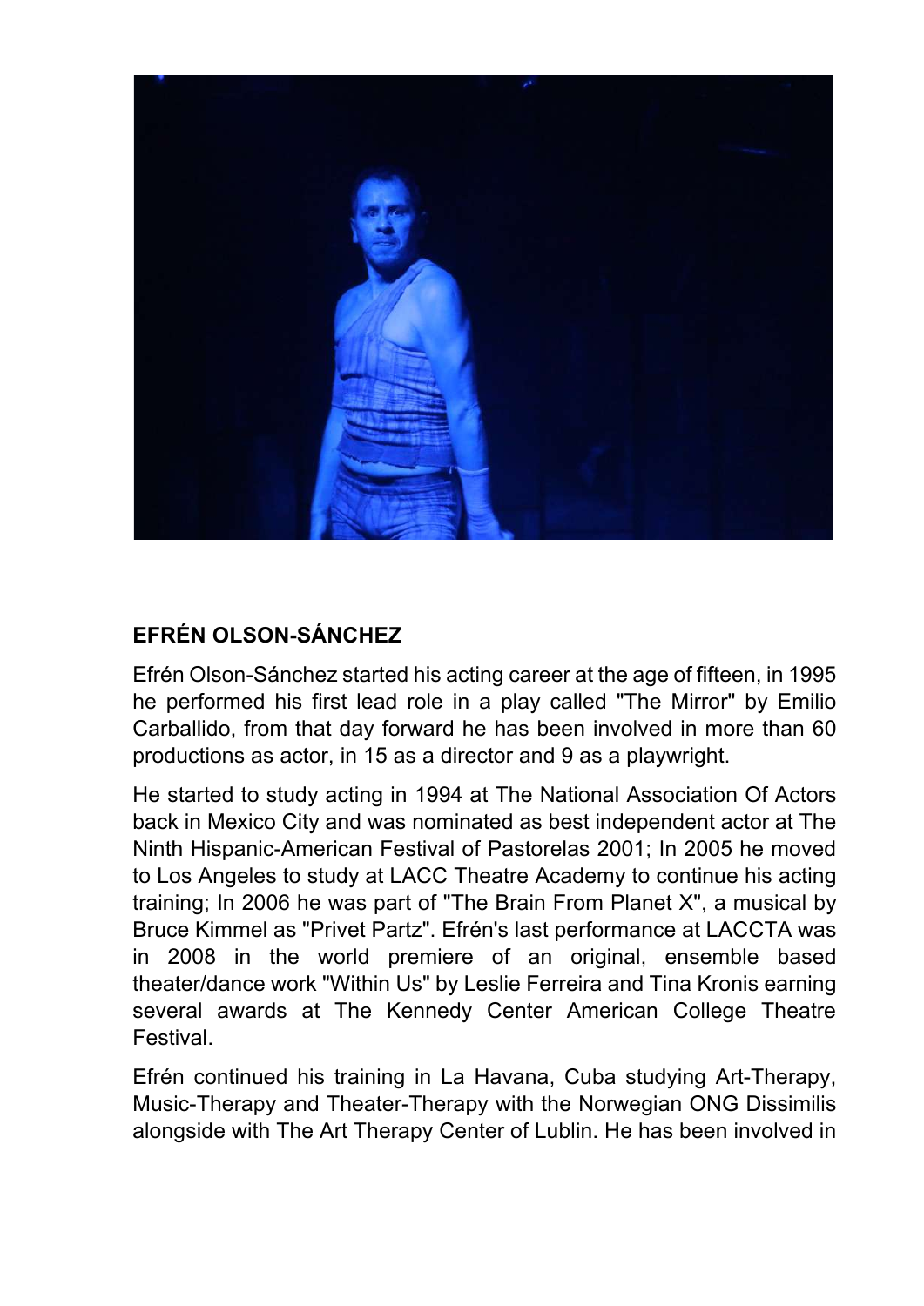**EFRÉN OLSON-SÁNCHEZ**

Efrén Olson-Sánchez started his acting career at the age of fifteen, in 1995 he performed his first lead role in a play called "The Mirror" by Emilio Carballido, from that day forward he has been involved in more than 60 productions as actor, in 15 as a director and 9 as a playwright.

He started to study acting in 1994 at The National Association Of Actors back in Mexico City and was nominated as best independent actor at The Ninth Hispanic-American Festival of Pastorelas 2001; In 2005 he moved to Los Angeles to study at LACC Theatre Academy to continue his acting training; In 2006 he was part of "The Brain From Planet X", a musical by Bruce Kimmel as "Privet Partz". Efrén's last performance at LACCTA was in 2008 in the world premiere of an original, ensemble based theater/dance work "Within Us" by Leslie Ferreira and Tina Kronis earning several awards at The Kennedy Center American College Theatre Festival.

Efrén continued his training in La Havana, Cuba studying Art-Therapy, Music-Therapy and Theater-Therapy with the Norwegian ONG Dissimilis alongside with The Art Therapy Center of Lublin. He has been involved in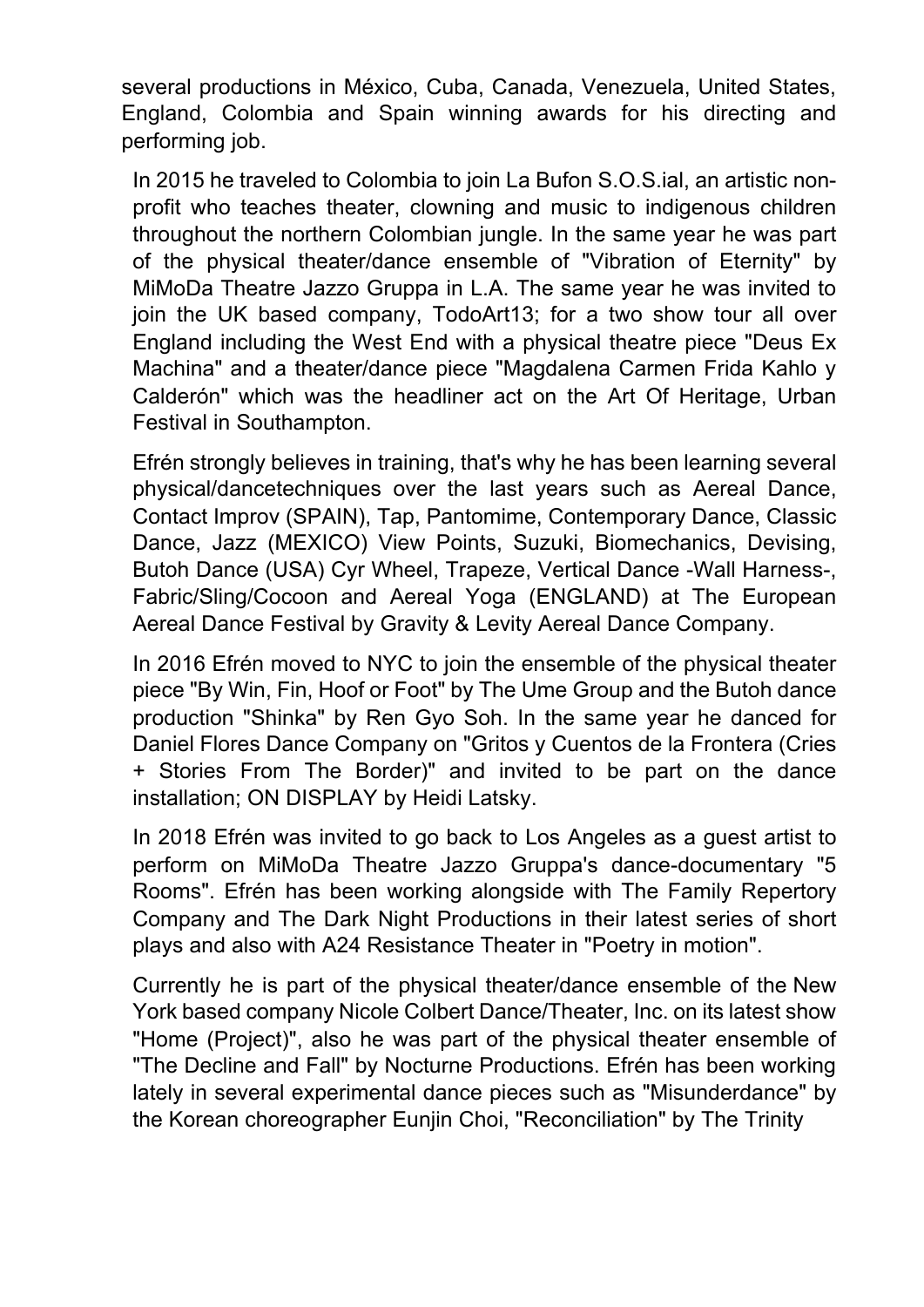several productions in México, Cuba, Canada, Venezuela, United States, England, Colombia and Spain winning awards for his directing and performing job.

In 2015 he traveled to Colombia to join La Bufon S.O.S.ial, an artistic non-profit who teaches theater, clowning and music to indigenous children throughout the northern Colombian jungle. In the same year he was part of the physical theater/dance ensemble of "Vibration of Eternity" by MiMoDa Theatre Jazzo Gruppa in L.A. The same year he was invited to join the UK based company, TodoArt13; for a two show tour all over England including the West End with a physical theatre piece "Deus Ex Machina" and a theater/dance piece "Magdalena Carmen Frida Kahlo y Calderón" which was the headliner act on the Art Of Heritage, Urban Festival in Southampton.

Efrén strongly believes in training, that's why he has been learning several physical/dancetechniques over the last years such as Aereal Dance, Contact Improv (SPAIN), Tap, Pantomime, Contemporary Dance, Classic Dance, Jazz (MEXICO) View Points, Suzuki, Biomechanics, Devising, Butoh Dance (USA) Cyr Wheel, Trapeze, Vertical Dance -Wall Harness-, Fabric/Sling/Cocoon and Aereal Yoga (ENGLAND) at The European Aereal Dance Festival by Gravity & Levity Aereal Dance Company.

In 2016 Efrén moved to NYC to join the ensemble of the physical theater piece "By Win, Fin, Hoof or Foot" by The Ume Group and the Butoh dance production "Shinka" by Ren Gyo Soh. In the same year he danced for Daniel Flores Dance Company on "Gritos y Cuentos de la Frontera (Cries + Stories From The Border)" and invited to be part on the dance installation; ON DISPLAY by Heidi Latsky.

In 2018 Efrén was invited to go back to Los Angeles as a guest artist to perform on MiMoDa Theatre Jazzo Gruppa's dance-documentary "5 Rooms". Efrén has been working alongside with The Family Repertory Company and The Dark Night Productions in their latest series of short plays and also with A24 Resistance Theater in "Poetry in motion".

Currently he is part of the physical theater/dance ensemble of the New York based company Nicole Colbert Dance/Theater, Inc. on its latest show "Home (Project)", also he was part of the physical theater ensemble of "The Decline and Fall" by Nocturne Productions. Efrén has been working lately in several experimental dance pieces such as "Misunderdance" by the Korean choreographer Eunjin Choi, "Reconciliation" by The Trinity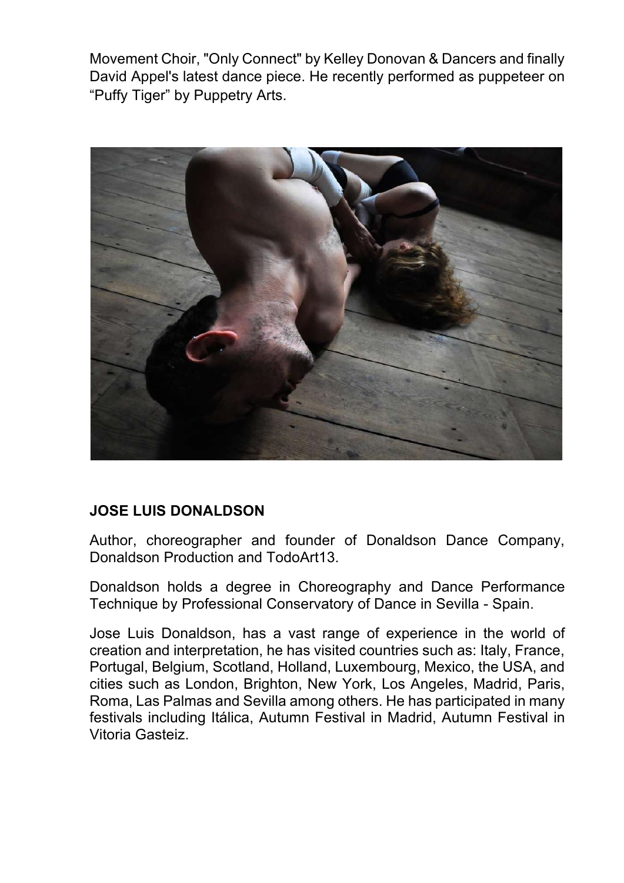Movement Choir, "Only Connect" by Kelley Donovan & Dancers and finally David Appel's latest dance piece. He recently performed as puppeteer on “Puffy Tiger” by Puppetry Arts.

**JOSE LUIS DONALDSON**

Author, choreographer and founder of Donaldson Dance Company, Donaldson Production and TodoArt13.

Donaldson holds a degree in Choreography and Dance Performance Technique by Professional Conservatory of Dance in Sevilla - Spain.

Jose Luis Donaldson, has a vast range of experience in the world of creation and interpretation, he has visited countries such as: Italy, France, Portugal, Belgium, Scotland, Holland, Luxembourg, Mexico, the USA, and cities such as London, Brighton, New York, Los Angeles, Madrid, Paris, Roma, Las Palmas and Sevilla among others. He has participated in many festivals including Itálica, Autumn Festival in Madrid, Autumn Festival in Vitoria Gasteiz.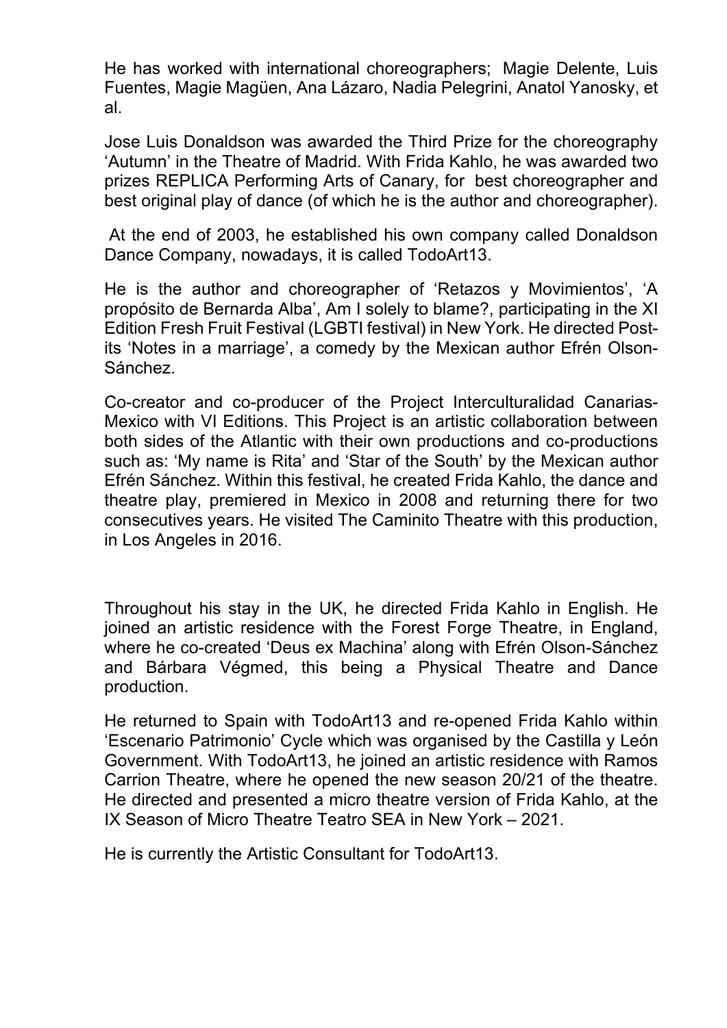He has worked with international choreographers;  Magie Delente, Luis Fuentes, Magie Magüen, Ana Lázaro, Nadia Pelegrini, Anatol Yanosky, et al.

Jose Luis Donaldson was awarded the Third Prize for the choreography 'Autumn' in the Theatre of Madrid. With Frida Kahlo, he was awarded two prizes REPLICA Performing Arts of Canary, for  best choreographer and best original play of dance (of which he is the author and choreographer).

At the end of 2003, he established his own company called Donaldson Dance Company, nowadays, it is called TodoArt13.

He is the author and choreographer of 'Retazos y Movimientos', 'A propósito de Bernarda Alba', Am I solely to blame?, participating in the XI Edition Fresh Fruit Festival (LGBTI festival) in New York. He directed Post-its 'Notes in a marriage', a comedy by the Mexican author Efrén Olson-Sánchez.

Co-creator and co-producer of the Project Interculturalidad Canarias-Mexico with VI Editions. This Project is an artistic collaboration between both sides of the Atlantic with their own productions and co-productions such as: 'My name is Rita' and 'Star of the South' by the Mexican author Efrén Sánchez. Within this festival, he created Frida Kahlo, the dance and theatre play, premiered in Mexico in 2008 and returning there for two consecutives years. He visited The Caminito Theatre with this production, in Los Angeles in 2016.

Throughout his stay in the UK, he directed Frida Kahlo in English. He joined an artistic residence with the Forest Forge Theatre, in England, where he co-created 'Deus ex Machina' along with Efrén Olson-Sánchez and Bárbara Végmed, this being a Physical Theatre and Dance production.

He returned to Spain with TodoArt13 and re-opened Frida Kahlo within 'Escenario Patrimonio' Cycle which was organised by the Castilla y León Government. With TodoArt13, he joined an artistic residence with Ramos Carrion Theatre, where he opened the new season 20/21 of the theatre. He directed and presented a micro theatre version of Frida Kahlo, at the IX Season of Micro Theatre Teatro SEA in New York – 2021.

He is currently the Artistic Consultant for TodoArt13.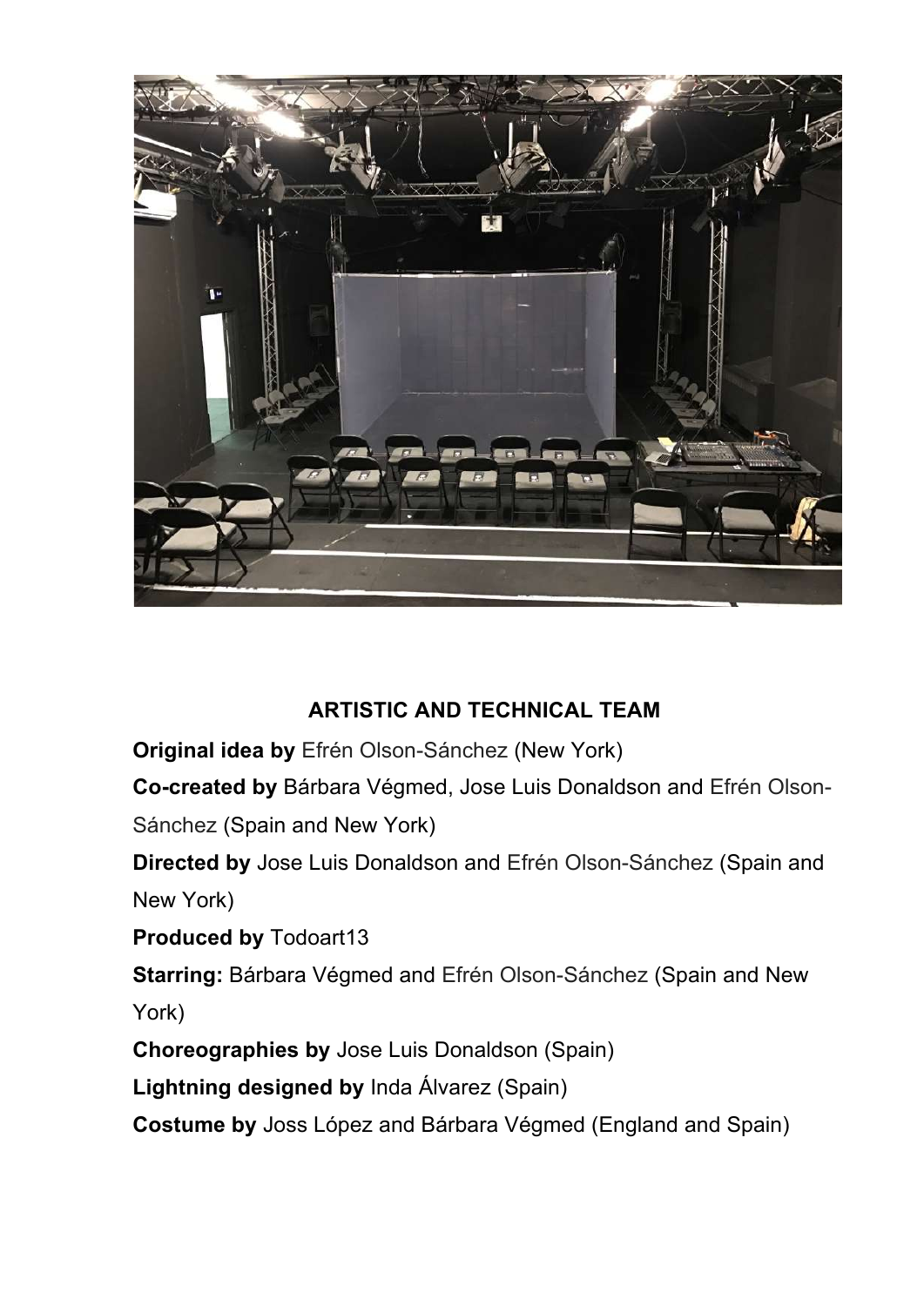**ARTISTIC AND TECHNICAL TEAM**

**Original idea by** Efrén Olson-Sánchez (New York)

**Co-created by** Bárbara Végmed, Jose Luis Donaldson and Efrén Olson-Sánchez (Spain and New York)

**Directed by** Jose Luis Donaldson and Efrén Olson-Sánchez (Spain and New York)

**Produced by** Todoart13

**Starring:** Bárbara Végmed and Efrén Olson-Sánchez (Spain and New York)

**Choreographies by** Jose Luis Donaldson (Spain)

**Lightning designed by** Inda Álvarez (Spain)

**Costume by** Joss López and Bárbara Végmed (England and Spain)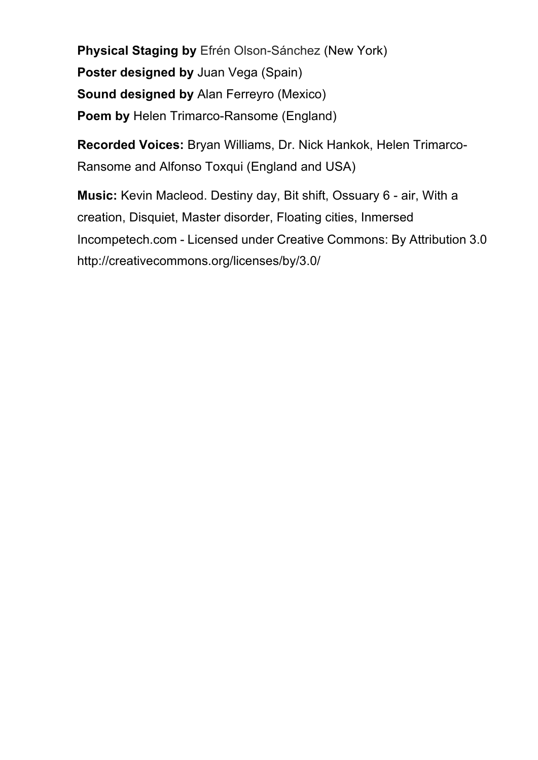**Physical Staging by** Efrén Olson-Sánchez (New York)

**Poster designed by** Juan Vega (Spain)

**Sound designed by** Alan Ferreyro (Mexico)

**Poem by** Helen Trimarco-Ransome (England)

**Recorded Voices:** Bryan Williams, Dr. Nick Hankok, Helen Trimarco-Ransome and Alfonso Toxqui (England and USA)

**Music:** Kevin Macleod. Destiny day, Bit shift, Ossuary 6 - air, With a creation, Disquiet, Master disorder, Floating cities, Inmersed Incompetech.com - Licensed under Creative Commons: By Attribution 3.0 http://creativecommons.org/licenses/by/3.0/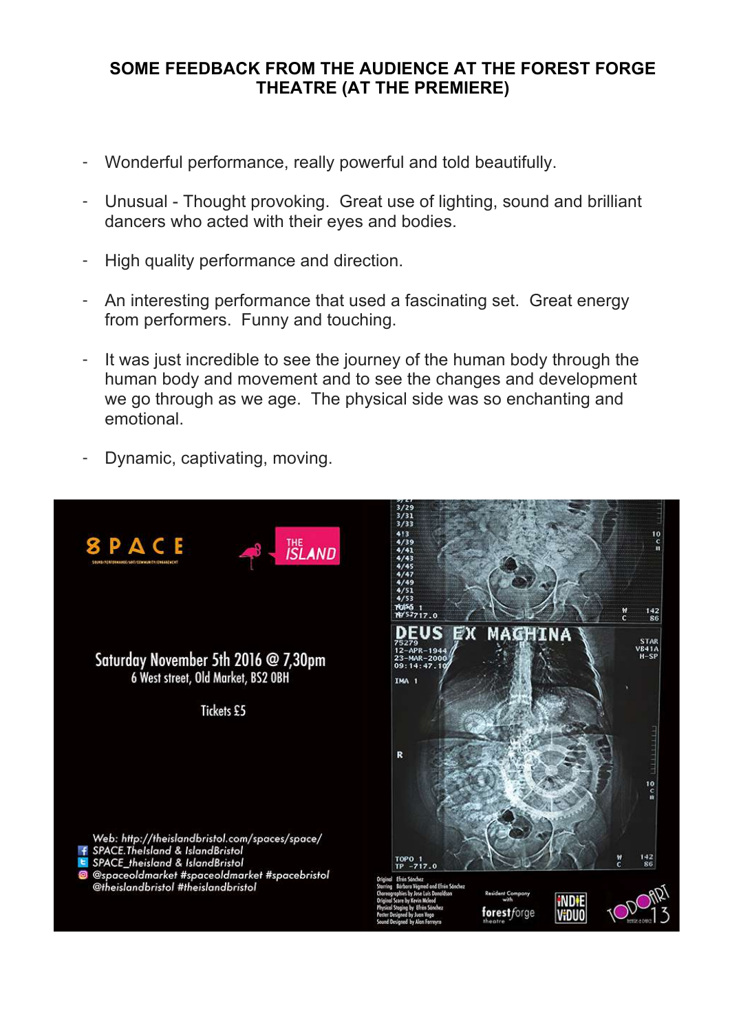## SOME FEEDBACK FROM THE AUDIENCE AT THE FOREST FORGE THEATRE (AT THE PREMIERE)

- Wonderful performance, really powerful and told beautifully.
- Unusual - Thought provoking. Great use of lighting, sound and brilliant dancers who acted with their eyes and bodies.
- High quality performance and direction.
- An interesting performance that used a fascinating set. Great energy from performers. Funny and touching.
- It was just incredible to see the journey of the human body through the human body and movement and to see the changes and development we go through as we age. The physical side was so enchanting and emotional.
- Dynamic, captivating, moving.

SPACE

THE ISLAND

Saturday November 5th 2016 @ 7,30pm
6 West street, Old Market, BS2 0BH

Tickets £5

Web: http://theislandbristol.com/spaces/space/
SPACE.TheIsland & IslandBristol
SPACE_theisland & IslandBristol
@spaceoldmarket #spaceoldmarket #spacebristol
@theislandbristol #theislandbristol

DEUS EX MACHINA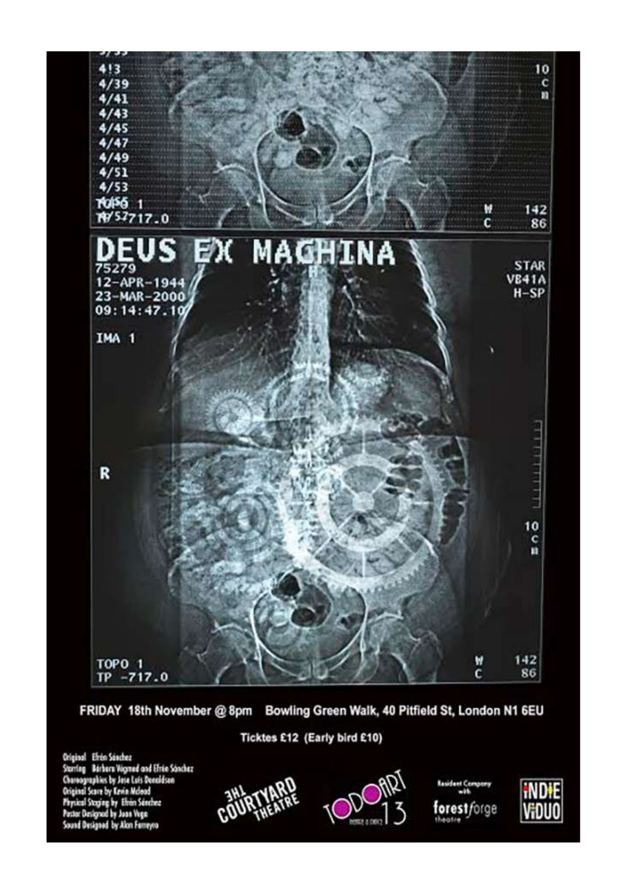# DEUS EX MACHINA

75279
12-APR-1944
23-MAR-2000
09:14:47.10

IMA 1

STAR
VB41A
H-SP

R

TOPO 1
TP -717.0

W 142
C 86

FRIDAY 18th November @ 8pm Bowling Green Walk, 40 Pitfield St, London N1 6EU

Ticktes £12 (Early bird £10)

Original Efrén Sánchez
Starring Bárbara Vigmed and Efrén Sánchez
Choreographies by Jose Luis Donaldson
Original Score by Kevin Mcleod
Physical Staging by Efrén Sánchez
Poster Designed by Juan Vega
Sound Designed by Alan Ferreyra

THE COURTYARD THEATRE

TODOART 13

Resident Company with forestforge theatre

INDIE VIDUO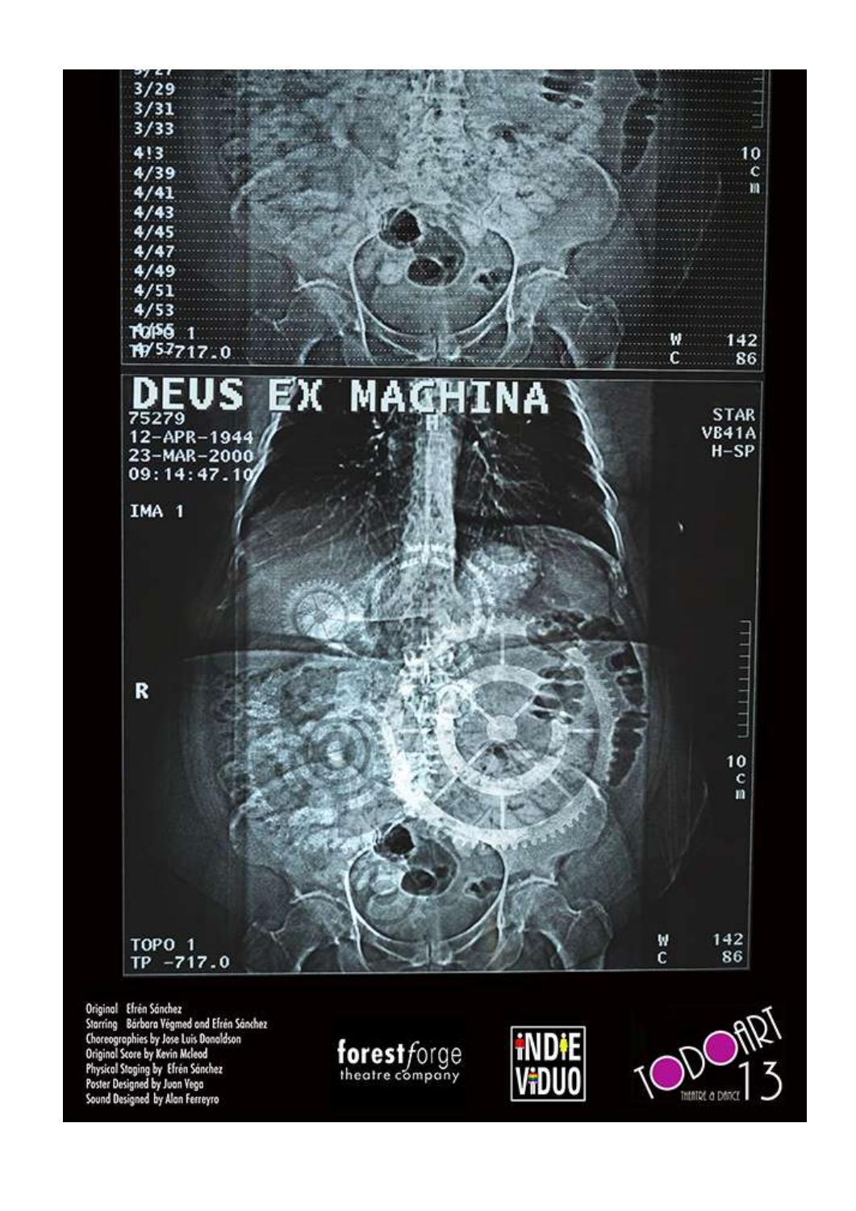# DEUS EX MACHINA

Original Efrén Sánchez
Starring Bárbara Végmed and Efrén Sánchez
Choreographies by Jose Luis Donaldson
Original Score by Kevin Mcleod
Physical Staging by Efrén Sánchez
Poster Designed by Juan Vega
Sound Designed by Alan Ferreyro

forestforge theatre company

INDIE VIDUO

TODOART 13 THEATRE & DANCE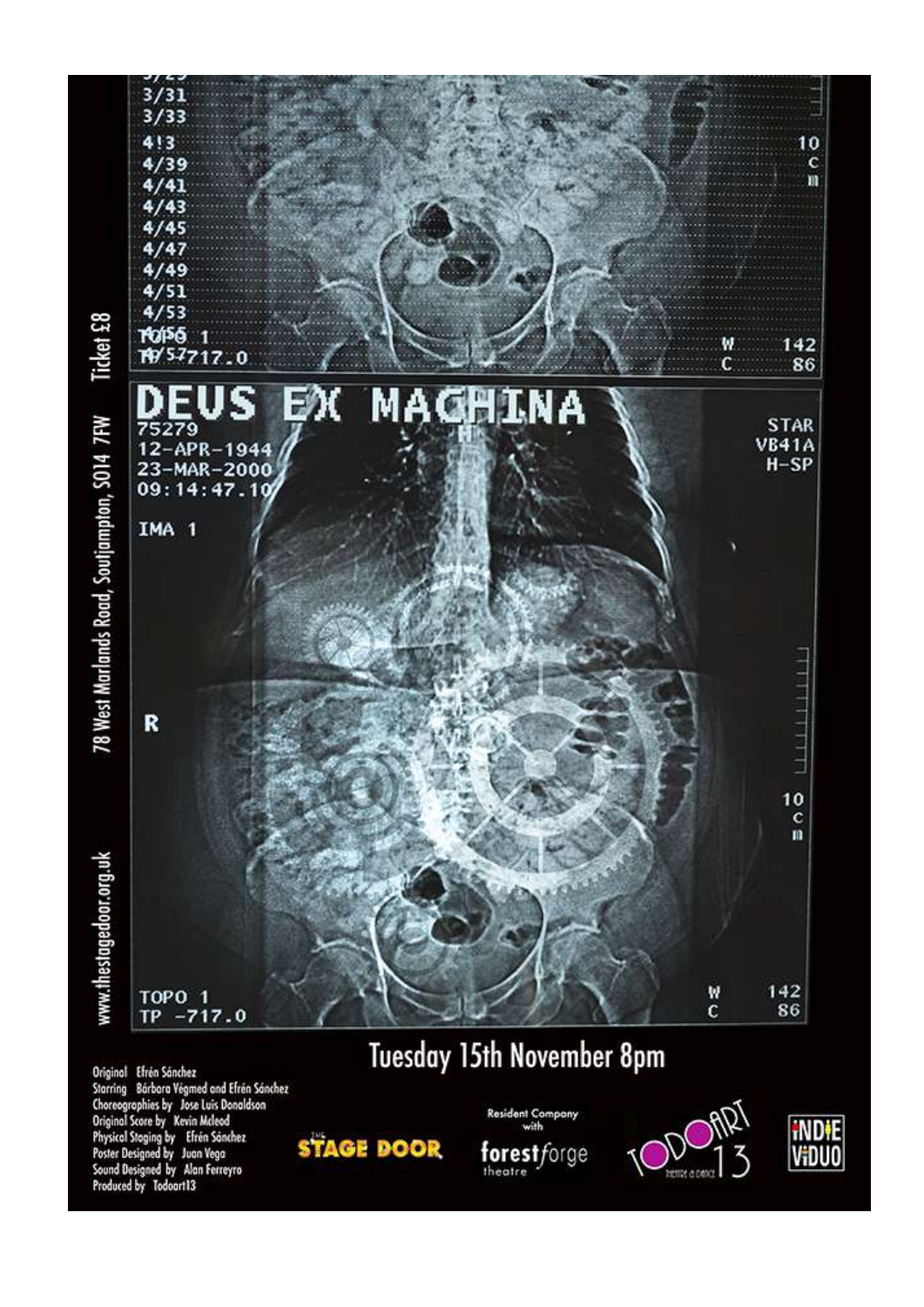# DEUS EX MACHINA

75279
12-APR-1944
23-MAR-2000
09:14:47.10

Tuesday 15th November 8pm

Ticket £8

78 West Marlands Road, Soutjampton, SO14 7FW

www.thestagedoor.org.uk

Original Efrén Sánchez
Starring Bárbara Végmed and Efrén Sánchez
Choreographies by Jose Luis Donaldson
Original Score by Kevin Mcleod
Physical Staging by Efrén Sánchez
Poster Designed by Juan Vega
Sound Designed by Alan Ferreyro
Produced by Todoart13

THE STAGE DOOR

Resident Company with forestforge theatre

TODOART 13 theatre & dance

INDIE ViDUO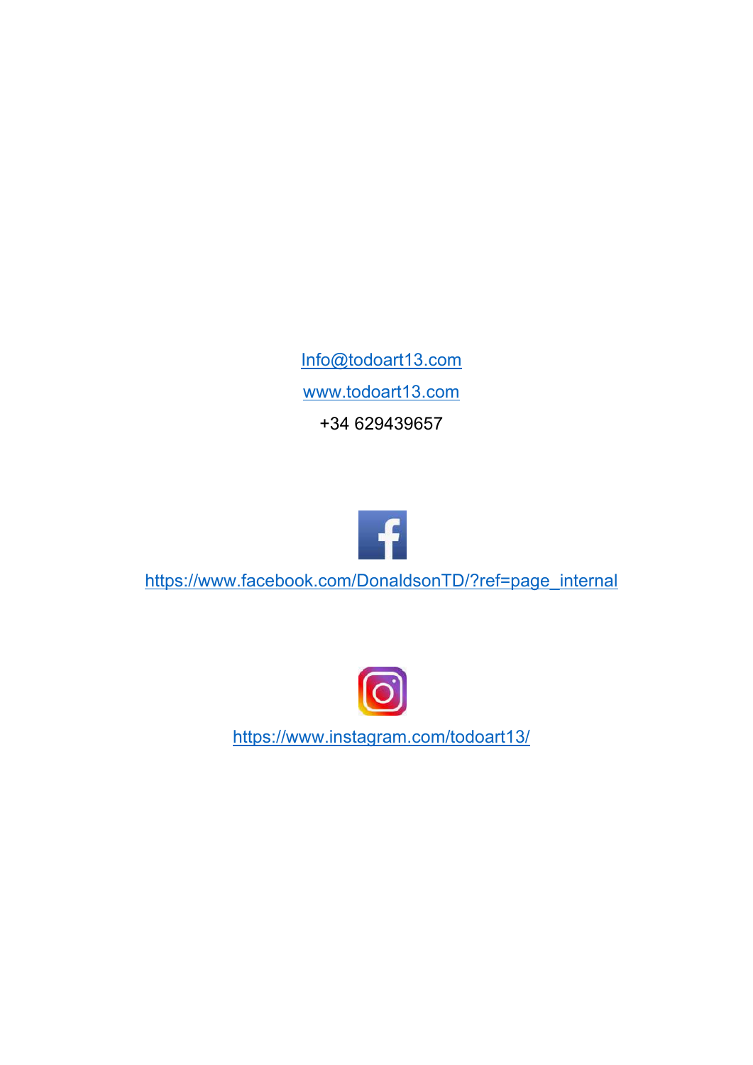Info@todoart13.com

www.todoart13.com

+34 629439657

https://www.facebook.com/DonaldsonTD/?ref=page_internal

https://www.instagram.com/todoart13/